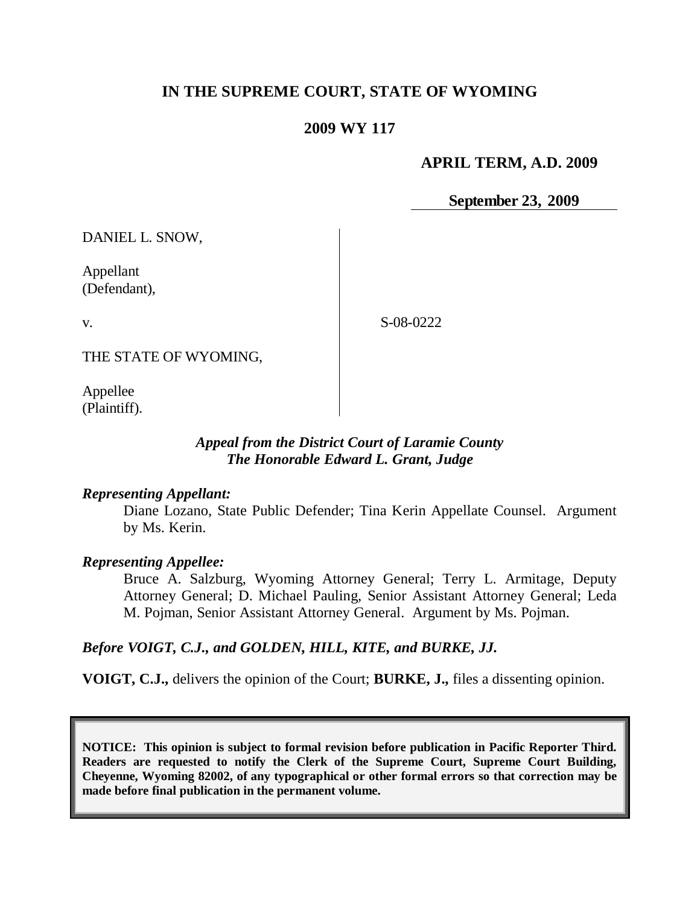# IN THE SUPREME COURT, STATE OF WYOMING

## 2009 WY 117

**APRIL TERM, A.D. 2009**

**September 23, 2009**

| | | |
|---|---|---|
| DANIEL L. SNOW,<br><br>Appellant<br>(Defendant),<br><br>v.<br><br>THE STATE OF WYOMING,<br><br>Appellee<br>(Plaintiff). | | S-08-0222 |

***Appeal from the District Court of Laramie County***
***The Honorable Edward L. Grant, Judge***

***Representing Appellant:***

Diane Lozano, State Public Defender; Tina Kerin Appellate Counsel. Argument by Ms. Kerin.

***Representing Appellee:***

Bruce A. Salzburg, Wyoming Attorney General; Terry L. Armitage, Deputy Attorney General; D. Michael Pauling, Senior Assistant Attorney General; Leda M. Pojman, Senior Assistant Attorney General. Argument by Ms. Pojman.

***Before VOIGT, C.J., and GOLDEN, HILL, KITE, and BURKE, JJ.***

**VOIGT, C.J.,** delivers the opinion of the Court; **BURKE, J.,** files a dissenting opinion.

**NOTICE: This opinion is subject to formal revision before publication in Pacific Reporter Third. Readers are requested to notify the Clerk of the Supreme Court, Supreme Court Building, Cheyenne, Wyoming 82002, of any typographical or other formal errors so that correction may be made before final publication in the permanent volume.**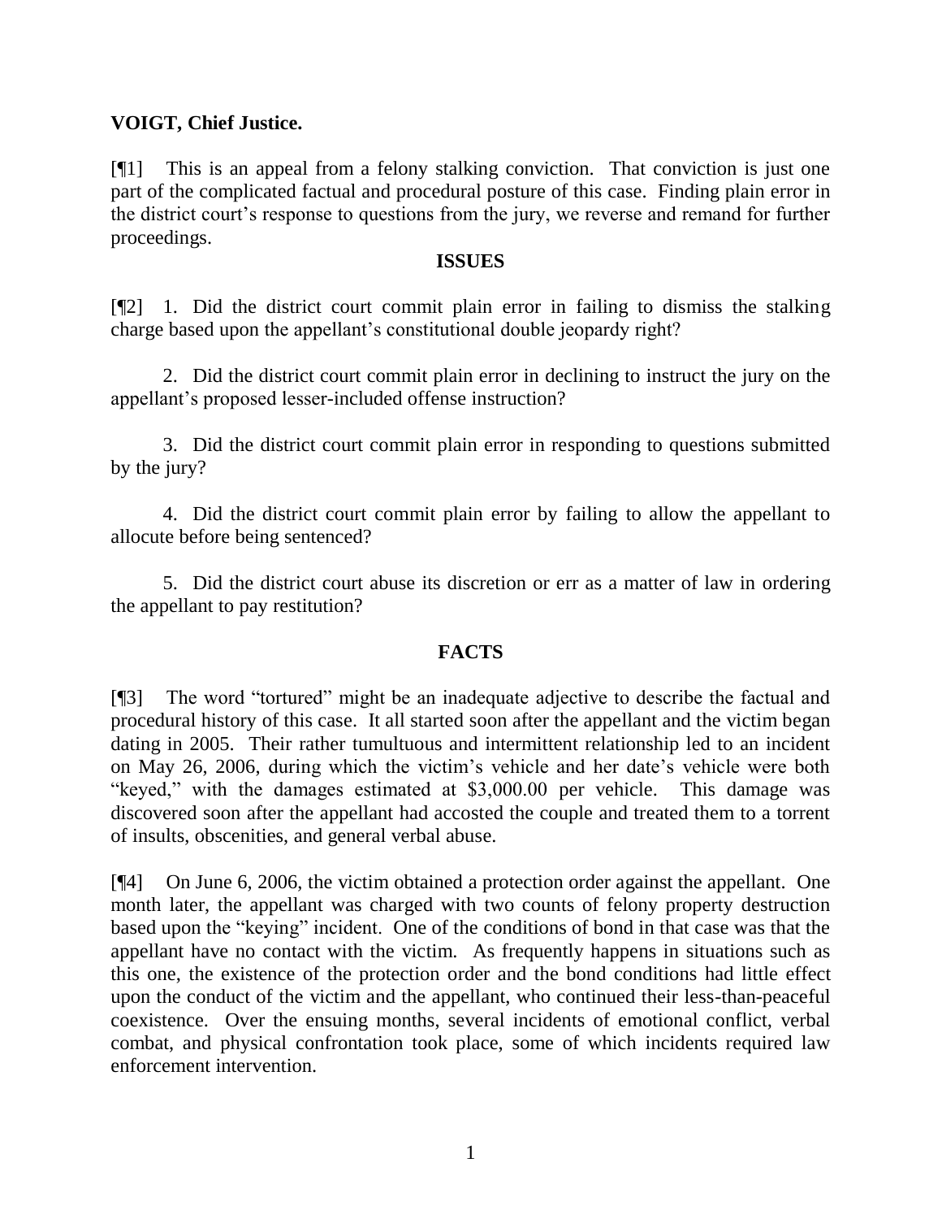**VOIGT, Chief Justice.**

[¶1] This is an appeal from a felony stalking conviction. That conviction is just one part of the complicated factual and procedural posture of this case. Finding plain error in the district court's response to questions from the jury, we reverse and remand for further proceedings.

## ISSUES

[¶2] 1. Did the district court commit plain error in failing to dismiss the stalking charge based upon the appellant's constitutional double jeopardy right?

2. Did the district court commit plain error in declining to instruct the jury on the appellant's proposed lesser-included offense instruction?

3. Did the district court commit plain error in responding to questions submitted by the jury?

4. Did the district court commit plain error by failing to allow the appellant to allocute before being sentenced?

5. Did the district court abuse its discretion or err as a matter of law in ordering the appellant to pay restitution?

## FACTS

[¶3] The word "tortured" might be an inadequate adjective to describe the factual and procedural history of this case. It all started soon after the appellant and the victim began dating in 2005. Their rather tumultuous and intermittent relationship led to an incident on May 26, 2006, during which the victim's vehicle and her date's vehicle were both "keyed," with the damages estimated at $3,000.00 per vehicle. This damage was discovered soon after the appellant had accosted the couple and treated them to a torrent of insults, obscenities, and general verbal abuse.

[¶4] On June 6, 2006, the victim obtained a protection order against the appellant. One month later, the appellant was charged with two counts of felony property destruction based upon the "keying" incident. One of the conditions of bond in that case was that the appellant have no contact with the victim. As frequently happens in situations such as this one, the existence of the protection order and the bond conditions had little effect upon the conduct of the victim and the appellant, who continued their less-than-peaceful coexistence. Over the ensuing months, several incidents of emotional conflict, verbal combat, and physical confrontation took place, some of which incidents required law enforcement intervention.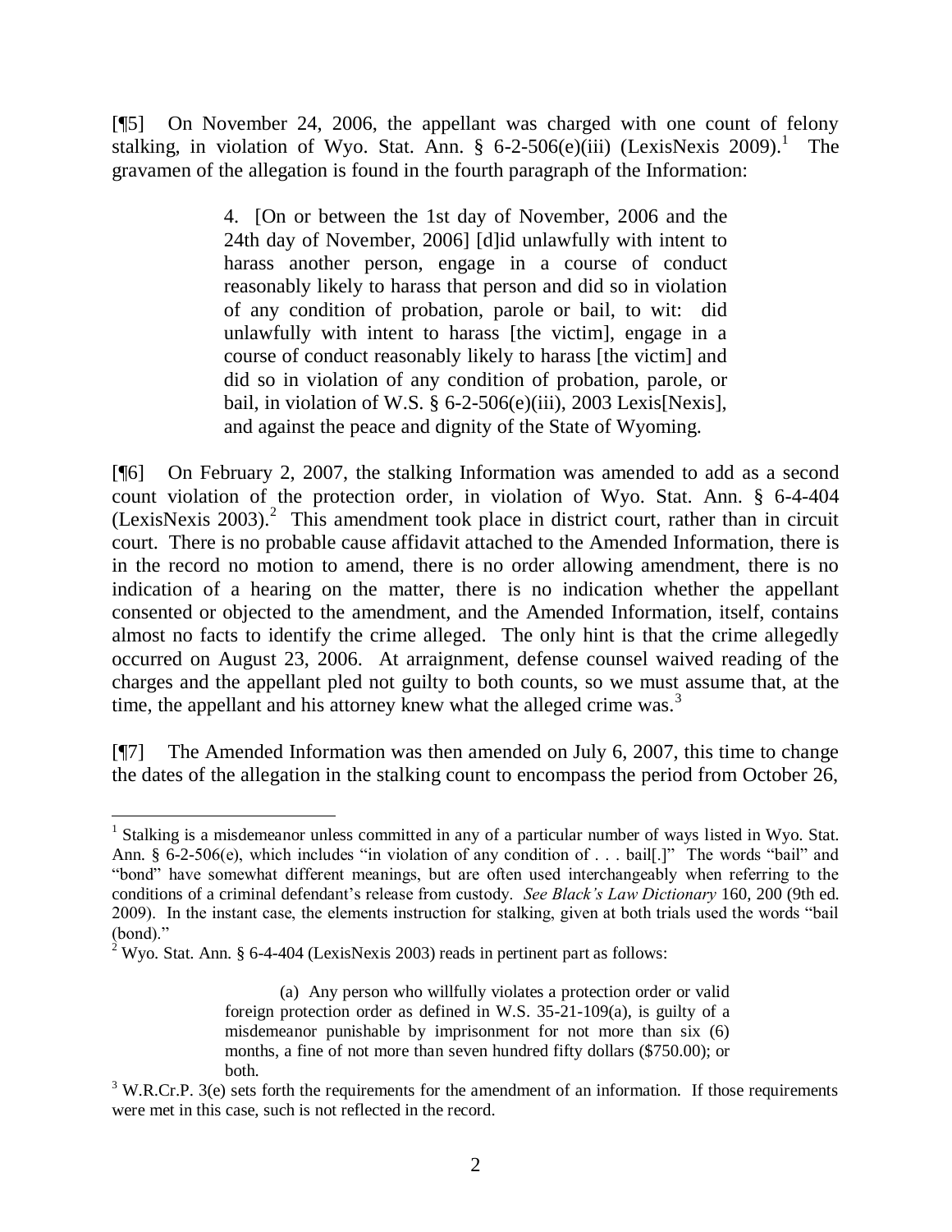[¶5] On November 24, 2006, the appellant was charged with one count of felony stalking, in violation of Wyo. Stat. Ann. § 6-2-506(e)(iii) (LexisNexis 2009).[1] The gravamen of the allegation is found in the fourth paragraph of the Information:

> 4. [On or between the 1st day of November, 2006 and the 24th day of November, 2006] [d]id unlawfully with intent to harass another person, engage in a course of conduct reasonably likely to harass that person and did so in violation of any condition of probation, parole or bail, to wit: did unlawfully with intent to harass [the victim], engage in a course of conduct reasonably likely to harass [the victim] and did so in violation of any condition of probation, parole, or bail, in violation of W.S. § 6-2-506(e)(iii), 2003 Lexis[Nexis], and against the peace and dignity of the State of Wyoming.

[¶6] On February 2, 2007, the stalking Information was amended to add as a second count violation of the protection order, in violation of Wyo. Stat. Ann. § 6-4-404 (LexisNexis 2003).[2] This amendment took place in district court, rather than in circuit court. There is no probable cause affidavit attached to the Amended Information, there is in the record no motion to amend, there is no order allowing amendment, there is no indication of a hearing on the matter, there is no indication whether the appellant consented or objected to the amendment, and the Amended Information, itself, contains almost no facts to identify the crime alleged. The only hint is that the crime allegedly occurred on August 23, 2006. At arraignment, defense counsel waived reading of the charges and the appellant pled not guilty to both counts, so we must assume that, at the time, the appellant and his attorney knew what the alleged crime was.[3]

[¶7] The Amended Information was then amended on July 6, 2007, this time to change the dates of the allegation in the stalking count to encompass the period from October 26,

---

[1] Stalking is a misdemeanor unless committed in any of a particular number of ways listed in Wyo. Stat. Ann. § 6-2-506(e), which includes "in violation of any condition of . . . bail[.]" The words "bail" and "bond" have somewhat different meanings, but are often used interchangeably when referring to the conditions of a criminal defendant's release from custody. *See Black's Law Dictionary* 160, 200 (9th ed. 2009). In the instant case, the elements instruction for stalking, given at both trials used the words "bail (bond)."

[2] Wyo. Stat. Ann. § 6-4-404 (LexisNexis 2003) reads in pertinent part as follows:

> (a) Any person who willfully violates a protection order or valid foreign protection order as defined in W.S. 35-21-109(a), is guilty of a misdemeanor punishable by imprisonment for not more than six (6) months, a fine of not more than seven hundred fifty dollars ($750.00); or both.

[3] W.R.Cr.P. 3(e) sets forth the requirements for the amendment of an information. If those requirements were met in this case, such is not reflected in the record.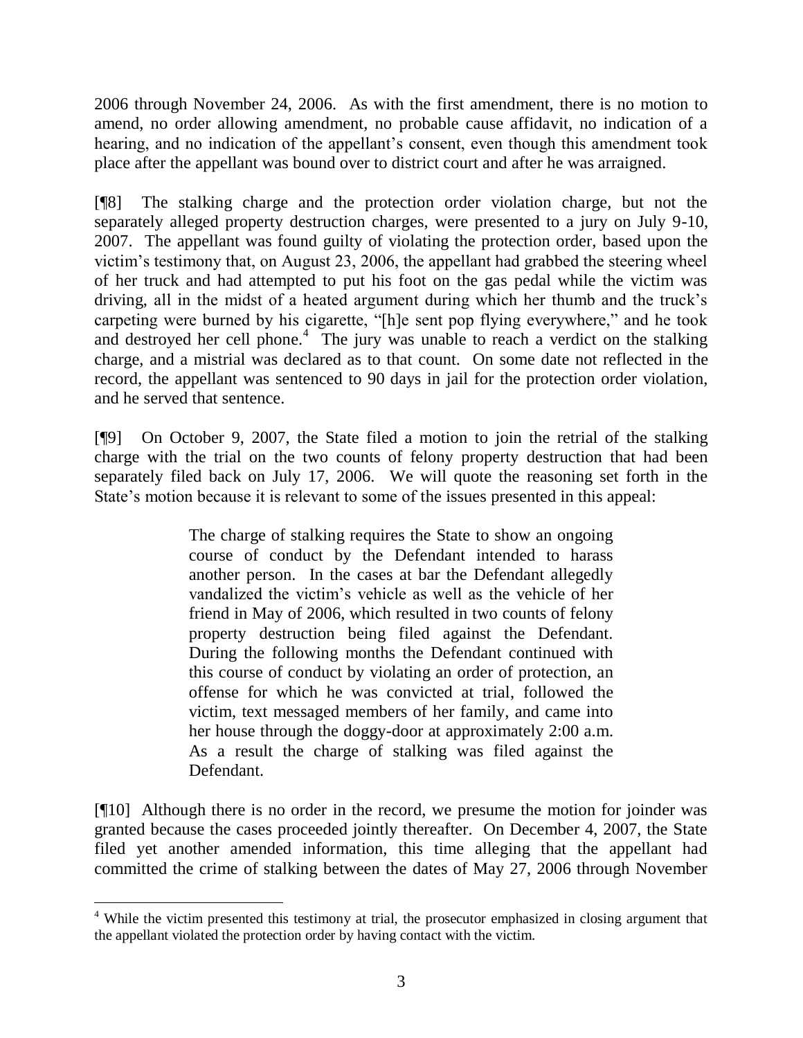2006 through November 24, 2006. As with the first amendment, there is no motion to amend, no order allowing amendment, no probable cause affidavit, no indication of a hearing, and no indication of the appellant's consent, even though this amendment took place after the appellant was bound over to district court and after he was arraigned.

[¶8] The stalking charge and the protection order violation charge, but not the separately alleged property destruction charges, were presented to a jury on July 9-10, 2007. The appellant was found guilty of violating the protection order, based upon the victim's testimony that, on August 23, 2006, the appellant had grabbed the steering wheel of her truck and had attempted to put his foot on the gas pedal while the victim was driving, all in the midst of a heated argument during which her thumb and the truck's carpeting were burned by his cigarette, "[h]e sent pop flying everywhere," and he took and destroyed her cell phone.[4] The jury was unable to reach a verdict on the stalking charge, and a mistrial was declared as to that count. On some date not reflected in the record, the appellant was sentenced to 90 days in jail for the protection order violation, and he served that sentence.

[¶9] On October 9, 2007, the State filed a motion to join the retrial of the stalking charge with the trial on the two counts of felony property destruction that had been separately filed back on July 17, 2006. We will quote the reasoning set forth in the State's motion because it is relevant to some of the issues presented in this appeal:

> The charge of stalking requires the State to show an ongoing course of conduct by the Defendant intended to harass another person. In the cases at bar the Defendant allegedly vandalized the victim's vehicle as well as the vehicle of her friend in May of 2006, which resulted in two counts of felony property destruction being filed against the Defendant. During the following months the Defendant continued with this course of conduct by violating an order of protection, an offense for which he was convicted at trial, followed the victim, text messaged members of her family, and came into her house through the doggy-door at approximately 2:00 a.m. As a result the charge of stalking was filed against the Defendant.

[¶10] Although there is no order in the record, we presume the motion for joinder was granted because the cases proceeded jointly thereafter. On December 4, 2007, the State filed yet another amended information, this time alleging that the appellant had committed the crime of stalking between the dates of May 27, 2006 through November

---

[4] While the victim presented this testimony at trial, the prosecutor emphasized in closing argument that the appellant violated the protection order by having contact with the victim.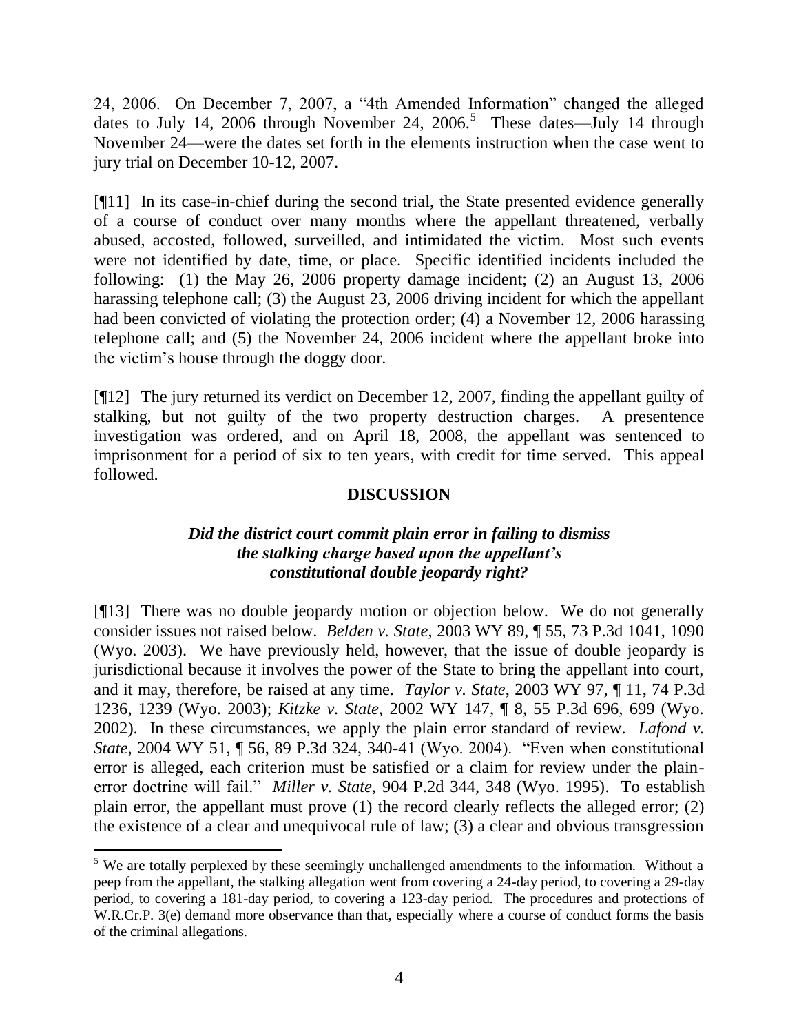24, 2006. On December 7, 2007, a "4th Amended Information" changed the alleged dates to July 14, 2006 through November 24, 2006.[5] These dates—July 14 through November 24—were the dates set forth in the elements instruction when the case went to jury trial on December 10-12, 2007.

[¶11] In its case-in-chief during the second trial, the State presented evidence generally of a course of conduct over many months where the appellant threatened, verbally abused, accosted, followed, surveilled, and intimidated the victim. Most such events were not identified by date, time, or place. Specific identified incidents included the following: (1) the May 26, 2006 property damage incident; (2) an August 13, 2006 harassing telephone call; (3) the August 23, 2006 driving incident for which the appellant had been convicted of violating the protection order; (4) a November 12, 2006 harassing telephone call; and (5) the November 24, 2006 incident where the appellant broke into the victim's house through the doggy door.

[¶12] The jury returned its verdict on December 12, 2007, finding the appellant guilty of stalking, but not guilty of the two property destruction charges. A presentence investigation was ordered, and on April 18, 2008, the appellant was sentenced to imprisonment for a period of six to ten years, with credit for time served. This appeal followed.

## DISCUSSION

### *Did the district court commit plain error in failing to dismiss the stalking charge based upon the appellant's constitutional double jeopardy right?*

[¶13] There was no double jeopardy motion or objection below. We do not generally consider issues not raised below. *Belden v. State*, 2003 WY 89, ¶ 55, 73 P.3d 1041, 1090 (Wyo. 2003). We have previously held, however, that the issue of double jeopardy is jurisdictional because it involves the power of the State to bring the appellant into court, and it may, therefore, be raised at any time. *Taylor v. State*, 2003 WY 97, ¶ 11, 74 P.3d 1236, 1239 (Wyo. 2003); *Kitzke v. State*, 2002 WY 147, ¶ 8, 55 P.3d 696, 699 (Wyo. 2002). In these circumstances, we apply the plain error standard of review. *Lafond v. State*, 2004 WY 51, ¶ 56, 89 P.3d 324, 340-41 (Wyo. 2004). "Even when constitutional error is alleged, each criterion must be satisfied or a claim for review under the plain-error doctrine will fail." *Miller v. State*, 904 P.2d 344, 348 (Wyo. 1995). To establish plain error, the appellant must prove (1) the record clearly reflects the alleged error; (2) the existence of a clear and unequivocal rule of law; (3) a clear and obvious transgression

---

[5] We are totally perplexed by these seemingly unchallenged amendments to the information. Without a peep from the appellant, the stalking allegation went from covering a 24-day period, to covering a 29-day period, to covering a 181-day period, to covering a 123-day period. The procedures and protections of W.R.Cr.P. 3(e) demand more observance than that, especially where a course of conduct forms the basis of the criminal allegations.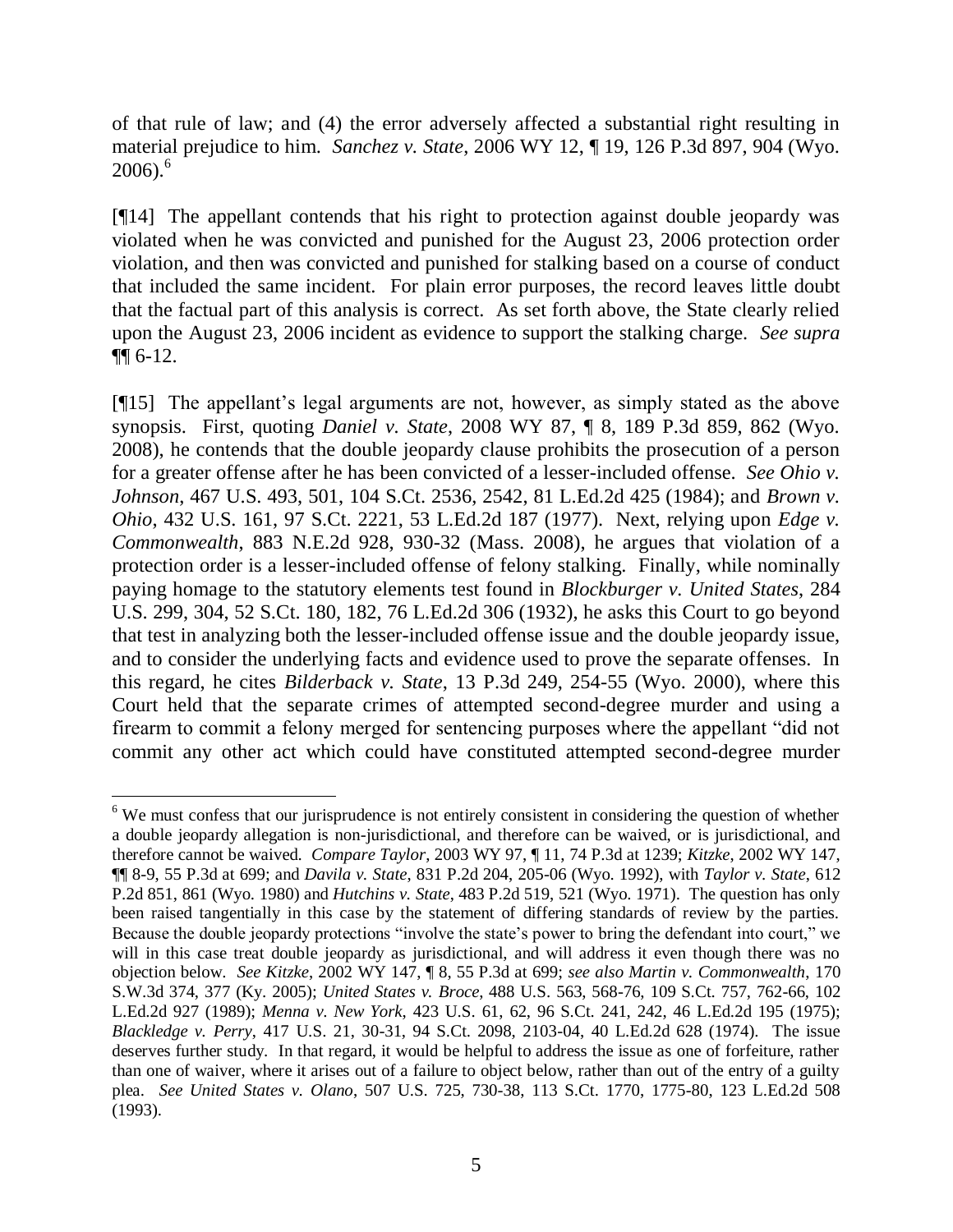of that rule of law; and (4) the error adversely affected a substantial right resulting in material prejudice to him. *Sanchez v. State*, 2006 WY 12, ¶ 19, 126 P.3d 897, 904 (Wyo. 2006).[6]

[¶14] The appellant contends that his right to protection against double jeopardy was violated when he was convicted and punished for the August 23, 2006 protection order violation, and then was convicted and punished for stalking based on a course of conduct that included the same incident. For plain error purposes, the record leaves little doubt that the factual part of this analysis is correct. As set forth above, the State clearly relied upon the August 23, 2006 incident as evidence to support the stalking charge. *See supra* ¶¶ 6-12.

[¶15] The appellant's legal arguments are not, however, as simply stated as the above synopsis. First, quoting *Daniel v. State*, 2008 WY 87, ¶ 8, 189 P.3d 859, 862 (Wyo. 2008), he contends that the double jeopardy clause prohibits the prosecution of a person for a greater offense after he has been convicted of a lesser-included offense. *See Ohio v. Johnson*, 467 U.S. 493, 501, 104 S.Ct. 2536, 2542, 81 L.Ed.2d 425 (1984); and *Brown v. Ohio*, 432 U.S. 161, 97 S.Ct. 2221, 53 L.Ed.2d 187 (1977). Next, relying upon *Edge v. Commonwealth*, 883 N.E.2d 928, 930-32 (Mass. 2008), he argues that violation of a protection order is a lesser-included offense of felony stalking. Finally, while nominally paying homage to the statutory elements test found in *Blockburger v. United States*, 284 U.S. 299, 304, 52 S.Ct. 180, 182, 76 L.Ed.2d 306 (1932), he asks this Court to go beyond that test in analyzing both the lesser-included offense issue and the double jeopardy issue, and to consider the underlying facts and evidence used to prove the separate offenses. In this regard, he cites *Bilderback v. State*, 13 P.3d 249, 254-55 (Wyo. 2000), where this Court held that the separate crimes of attempted second-degree murder and using a firearm to commit a felony merged for sentencing purposes where the appellant "did not commit any other act which could have constituted attempted second-degree murder

---

[6] We must confess that our jurisprudence is not entirely consistent in considering the question of whether a double jeopardy allegation is non-jurisdictional, and therefore can be waived, or is jurisdictional, and therefore cannot be waived. *Compare Taylor*, 2003 WY 97, ¶ 11, 74 P.3d at 1239; *Kitzke*, 2002 WY 147, ¶¶ 8-9, 55 P.3d at 699; and *Davila v. State*, 831 P.2d 204, 205-06 (Wyo. 1992), with *Taylor v. State*, 612 P.2d 851, 861 (Wyo. 1980) and *Hutchins v. State*, 483 P.2d 519, 521 (Wyo. 1971). The question has only been raised tangentially in this case by the statement of differing standards of review by the parties. Because the double jeopardy protections "involve the state's power to bring the defendant into court," we will in this case treat double jeopardy as jurisdictional, and will address it even though there was no objection below. *See Kitzke*, 2002 WY 147, ¶ 8, 55 P.3d at 699; *see also Martin v. Commonwealth*, 170 S.W.3d 374, 377 (Ky. 2005); *United States v. Broce*, 488 U.S. 563, 568-76, 109 S.Ct. 757, 762-66, 102 L.Ed.2d 927 (1989); *Menna v. New York*, 423 U.S. 61, 62, 96 S.Ct. 241, 242, 46 L.Ed.2d 195 (1975); *Blackledge v. Perry*, 417 U.S. 21, 30-31, 94 S.Ct. 2098, 2103-04, 40 L.Ed.2d 628 (1974). The issue deserves further study. In that regard, it would be helpful to address the issue as one of forfeiture, rather than one of waiver, where it arises out of a failure to object below, rather than out of the entry of a guilty plea. *See United States v. Olano*, 507 U.S. 725, 730-38, 113 S.Ct. 1770, 1775-80, 123 L.Ed.2d 508 (1993).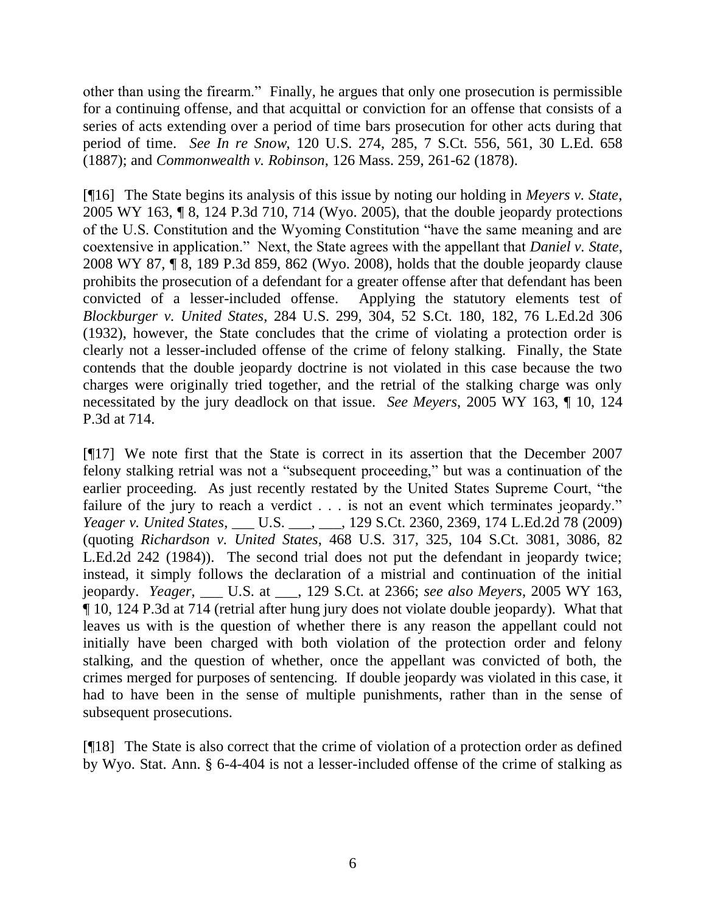other than using the firearm." Finally, he argues that only one prosecution is permissible for a continuing offense, and that acquittal or conviction for an offense that consists of a series of acts extending over a period of time bars prosecution for other acts during that period of time. *See In re Snow*, 120 U.S. 274, 285, 7 S.Ct. 556, 561, 30 L.Ed. 658 (1887); and *Commonwealth v. Robinson*, 126 Mass. 259, 261-62 (1878).

[¶16] The State begins its analysis of this issue by noting our holding in *Meyers v. State*, 2005 WY 163, ¶ 8, 124 P.3d 710, 714 (Wyo. 2005), that the double jeopardy protections of the U.S. Constitution and the Wyoming Constitution "have the same meaning and are coextensive in application." Next, the State agrees with the appellant that *Daniel v. State*, 2008 WY 87, ¶ 8, 189 P.3d 859, 862 (Wyo. 2008), holds that the double jeopardy clause prohibits the prosecution of a defendant for a greater offense after that defendant has been convicted of a lesser-included offense. Applying the statutory elements test of *Blockburger v. United States*, 284 U.S. 299, 304, 52 S.Ct. 180, 182, 76 L.Ed.2d 306 (1932), however, the State concludes that the crime of violating a protection order is clearly not a lesser-included offense of the crime of felony stalking. Finally, the State contends that the double jeopardy doctrine is not violated in this case because the two charges were originally tried together, and the retrial of the stalking charge was only necessitated by the jury deadlock on that issue. *See Meyers*, 2005 WY 163, ¶ 10, 124 P.3d at 714.

[¶17] We note first that the State is correct in its assertion that the December 2007 felony stalking retrial was not a "subsequent proceeding," but was a continuation of the earlier proceeding. As just recently restated by the United States Supreme Court, "the failure of the jury to reach a verdict . . . is not an event which terminates jeopardy." *Yeager v. United States*, ___ U.S. ___, ___, 129 S.Ct. 2360, 2369, 174 L.Ed.2d 78 (2009) (quoting *Richardson v. United States*, 468 U.S. 317, 325, 104 S.Ct. 3081, 3086, 82 L.Ed.2d 242 (1984)). The second trial does not put the defendant in jeopardy twice; instead, it simply follows the declaration of a mistrial and continuation of the initial jeopardy. *Yeager*, ___ U.S. at ___, 129 S.Ct. at 2366; *see also Meyers*, 2005 WY 163, ¶ 10, 124 P.3d at 714 (retrial after hung jury does not violate double jeopardy). What that leaves us with is the question of whether there is any reason the appellant could not initially have been charged with both violation of the protection order and felony stalking, and the question of whether, once the appellant was convicted of both, the crimes merged for purposes of sentencing. If double jeopardy was violated in this case, it had to have been in the sense of multiple punishments, rather than in the sense of subsequent prosecutions.

[¶18] The State is also correct that the crime of violation of a protection order as defined by Wyo. Stat. Ann. § 6-4-404 is not a lesser-included offense of the crime of stalking as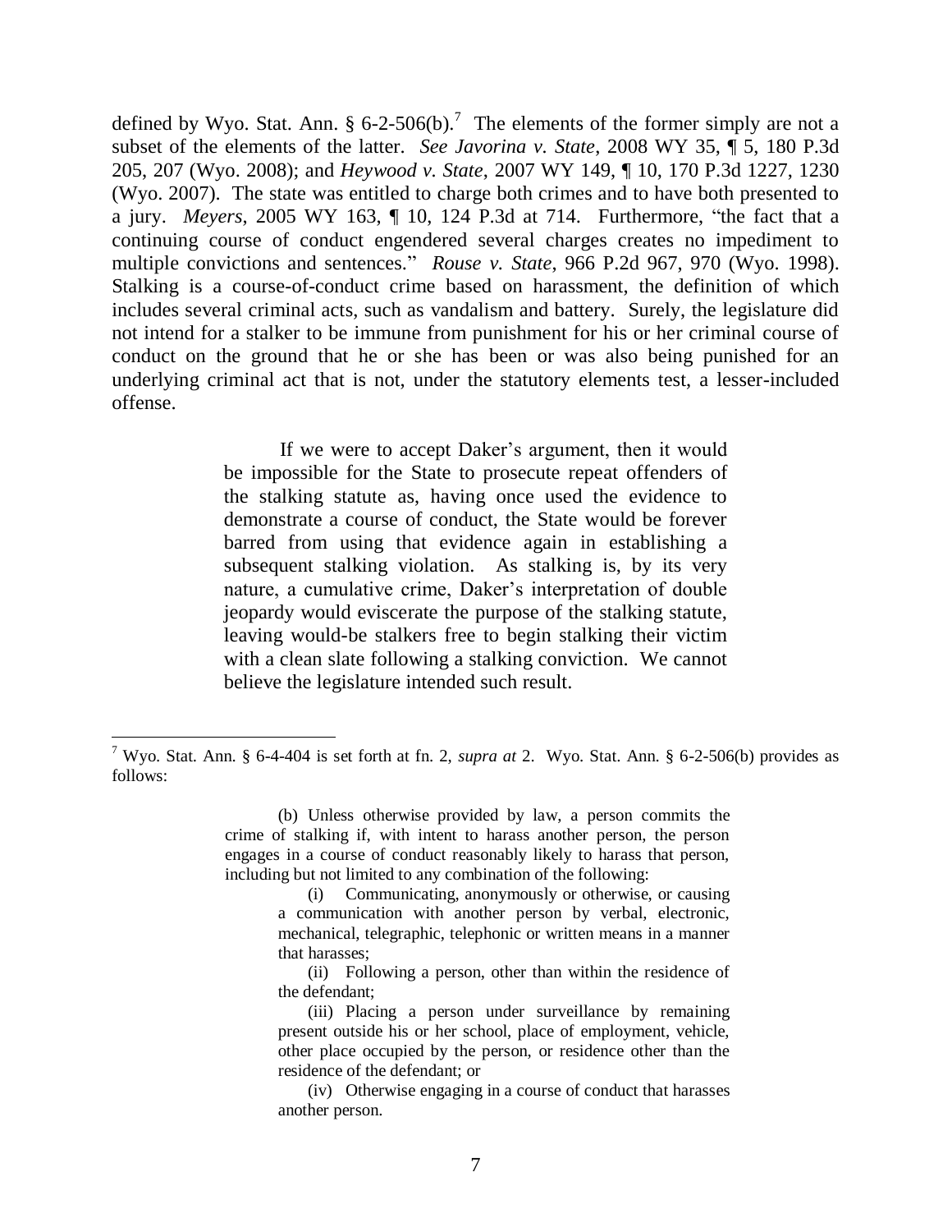defined by Wyo. Stat. Ann. § 6-2-506(b).[7] The elements of the former simply are not a subset of the elements of the latter. *See Javorina v. State*, 2008 WY 35, ¶ 5, 180 P.3d 205, 207 (Wyo. 2008); and *Heywood v. State*, 2007 WY 149, ¶ 10, 170 P.3d 1227, 1230 (Wyo. 2007). The state was entitled to charge both crimes and to have both presented to a jury. *Meyers*, 2005 WY 163, ¶ 10, 124 P.3d at 714. Furthermore, "the fact that a continuing course of conduct engendered several charges creates no impediment to multiple convictions and sentences." *Rouse v. State*, 966 P.2d 967, 970 (Wyo. 1998). Stalking is a course-of-conduct crime based on harassment, the definition of which includes several criminal acts, such as vandalism and battery. Surely, the legislature did not intend for a stalker to be immune from punishment for his or her criminal course of conduct on the ground that he or she has been or was also being punished for an underlying criminal act that is not, under the statutory elements test, a lesser-included offense.

> If we were to accept Daker's argument, then it would be impossible for the State to prosecute repeat offenders of the stalking statute as, having once used the evidence to demonstrate a course of conduct, the State would be forever barred from using that evidence again in establishing a subsequent stalking violation. As stalking is, by its very nature, a cumulative crime, Daker's interpretation of double jeopardy would eviscerate the purpose of the stalking statute, leaving would-be stalkers free to begin stalking their victim with a clean slate following a stalking conviction. We cannot believe the legislature intended such result.

---

[7] Wyo. Stat. Ann. § 6-4-404 is set forth at fn. 2, *supra at* 2. Wyo. Stat. Ann. § 6-2-506(b) provides as follows:

> (b) Unless otherwise provided by law, a person commits the crime of stalking if, with intent to harass another person, the person engages in a course of conduct reasonably likely to harass that person, including but not limited to any combination of the following:
>
> (i) Communicating, anonymously or otherwise, or causing a communication with another person by verbal, electronic, mechanical, telegraphic, telephonic or written means in a manner that harasses;
>
> (ii) Following a person, other than within the residence of the defendant;
>
> (iii) Placing a person under surveillance by remaining present outside his or her school, place of employment, vehicle, other place occupied by the person, or residence other than the residence of the defendant; or
>
> (iv) Otherwise engaging in a course of conduct that harasses another person.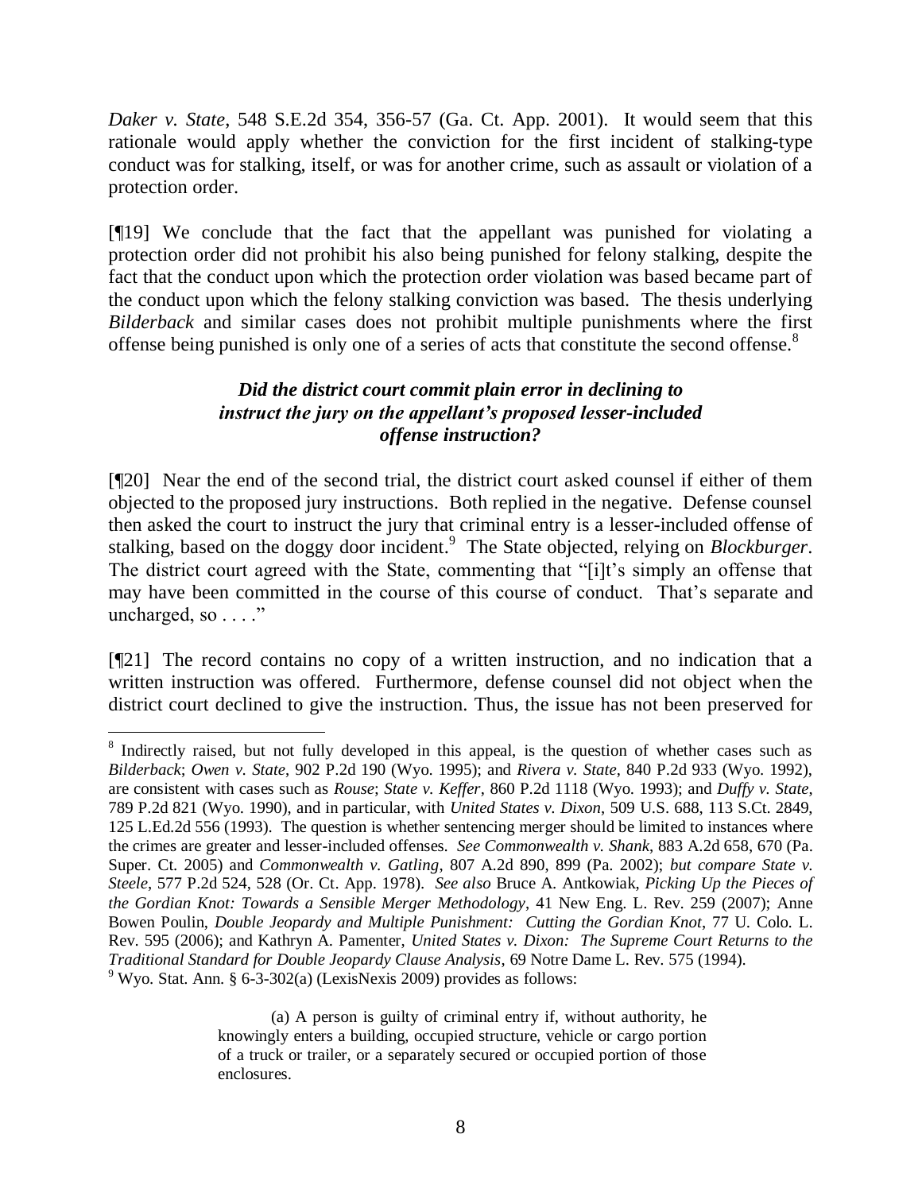*Daker v. State*, 548 S.E.2d 354, 356-57 (Ga. Ct. App. 2001). It would seem that this rationale would apply whether the conviction for the first incident of stalking-type conduct was for stalking, itself, or was for another crime, such as assault or violation of a protection order.

[¶19] We conclude that the fact that the appellant was punished for violating a protection order did not prohibit his also being punished for felony stalking, despite the fact that the conduct upon which the protection order violation was based became part of the conduct upon which the felony stalking conviction was based. The thesis underlying *Bilderback* and similar cases does not prohibit multiple punishments where the first offense being punished is only one of a series of acts that constitute the second offense.[8]

### *Did the district court commit plain error in declining to instruct the jury on the appellant's proposed lesser-included offense instruction?*

[¶20] Near the end of the second trial, the district court asked counsel if either of them objected to the proposed jury instructions. Both replied in the negative. Defense counsel then asked the court to instruct the jury that criminal entry is a lesser-included offense of stalking, based on the doggy door incident.[9] The State objected, relying on *Blockburger*. The district court agreed with the State, commenting that "[i]t's simply an offense that may have been committed in the course of this course of conduct. That's separate and uncharged, so . . . ."

[¶21] The record contains no copy of a written instruction, and no indication that a written instruction was offered. Furthermore, defense counsel did not object when the district court declined to give the instruction. Thus, the issue has not been preserved for

---

[8] Indirectly raised, but not fully developed in this appeal, is the question of whether cases such as *Bilderback*; *Owen v. State*, 902 P.2d 190 (Wyo. 1995); and *Rivera v. State*, 840 P.2d 933 (Wyo. 1992), are consistent with cases such as *Rouse*; *State v. Keffer*, 860 P.2d 1118 (Wyo. 1993); and *Duffy v. State*, 789 P.2d 821 (Wyo. 1990), and in particular, with *United States v. Dixon*, 509 U.S. 688, 113 S.Ct. 2849, 125 L.Ed.2d 556 (1993). The question is whether sentencing merger should be limited to instances where the crimes are greater and lesser-included offenses. *See Commonwealth v. Shank*, 883 A.2d 658, 670 (Pa. Super. Ct. 2005) and *Commonwealth v. Gatling*, 807 A.2d 890, 899 (Pa. 2002); *but compare State v. Steele*, 577 P.2d 524, 528 (Or. Ct. App. 1978). *See also* Bruce A. Antkowiak, *Picking Up the Pieces of the Gordian Knot: Towards a Sensible Merger Methodology*, 41 New Eng. L. Rev. 259 (2007); Anne Bowen Poulin, *Double Jeopardy and Multiple Punishment: Cutting the Gordian Knot*, 77 U. Colo. L. Rev. 595 (2006); and Kathryn A. Pamenter, *United States v. Dixon: The Supreme Court Returns to the Traditional Standard for Double Jeopardy Clause Analysis*, 69 Notre Dame L. Rev. 575 (1994).

[9] Wyo. Stat. Ann. § 6-3-302(a) (LexisNexis 2009) provides as follows:

> (a) A person is guilty of criminal entry if, without authority, he knowingly enters a building, occupied structure, vehicle or cargo portion of a truck or trailer, or a separately secured or occupied portion of those enclosures.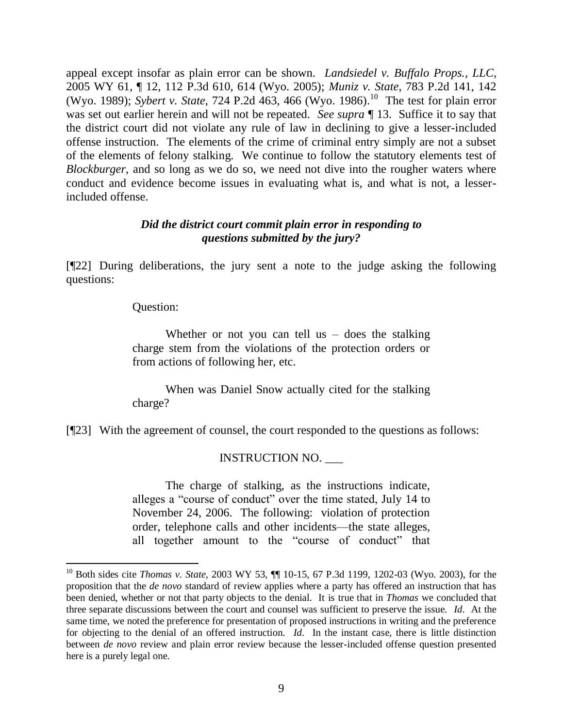appeal except insofar as plain error can be shown. *Landsiedel v. Buffalo Props., LLC*, 2005 WY 61, ¶ 12, 112 P.3d 610, 614 (Wyo. 2005); *Muniz v. State*, 783 P.2d 141, 142 (Wyo. 1989); *Sybert v. State*, 724 P.2d 463, 466 (Wyo. 1986).[10] The test for plain error was set out earlier herein and will not be repeated. *See supra* ¶ 13. Suffice it to say that the district court did not violate any rule of law in declining to give a lesser-included offense instruction. The elements of the crime of criminal entry simply are not a subset of the elements of felony stalking. We continue to follow the statutory elements test of *Blockburger*, and so long as we do so, we need not dive into the rougher waters where conduct and evidence become issues in evaluating what is, and what is not, a lesser-included offense.

### *Did the district court commit plain error in responding to questions submitted by the jury?*

[¶22] During deliberations, the jury sent a note to the judge asking the following questions:

> Question:
>
> Whether or not you can tell us – does the stalking charge stem from the violations of the protection orders or from actions of following her, etc.
>
> When was Daniel Snow actually cited for the stalking charge?

[¶23] With the agreement of counsel, the court responded to the questions as follows:

> INSTRUCTION NO. ___
>
> The charge of stalking, as the instructions indicate, alleges a "course of conduct" over the time stated, July 14 to November 24, 2006. The following: violation of protection order, telephone calls and other incidents—the state alleges, all together amount to the "course of conduct" that

---

[10] Both sides cite *Thomas v. State*, 2003 WY 53, ¶¶ 10-15, 67 P.3d 1199, 1202-03 (Wyo. 2003), for the proposition that the *de novo* standard of review applies where a party has offered an instruction that has been denied, whether or not that party objects to the denial. It is true that in *Thomas* we concluded that three separate discussions between the court and counsel was sufficient to preserve the issue. *Id*. At the same time, we noted the preference for presentation of proposed instructions in writing and the preference for objecting to the denial of an offered instruction. *Id*. In the instant case, there is little distinction between *de novo* review and plain error review because the lesser-included offense question presented here is a purely legal one.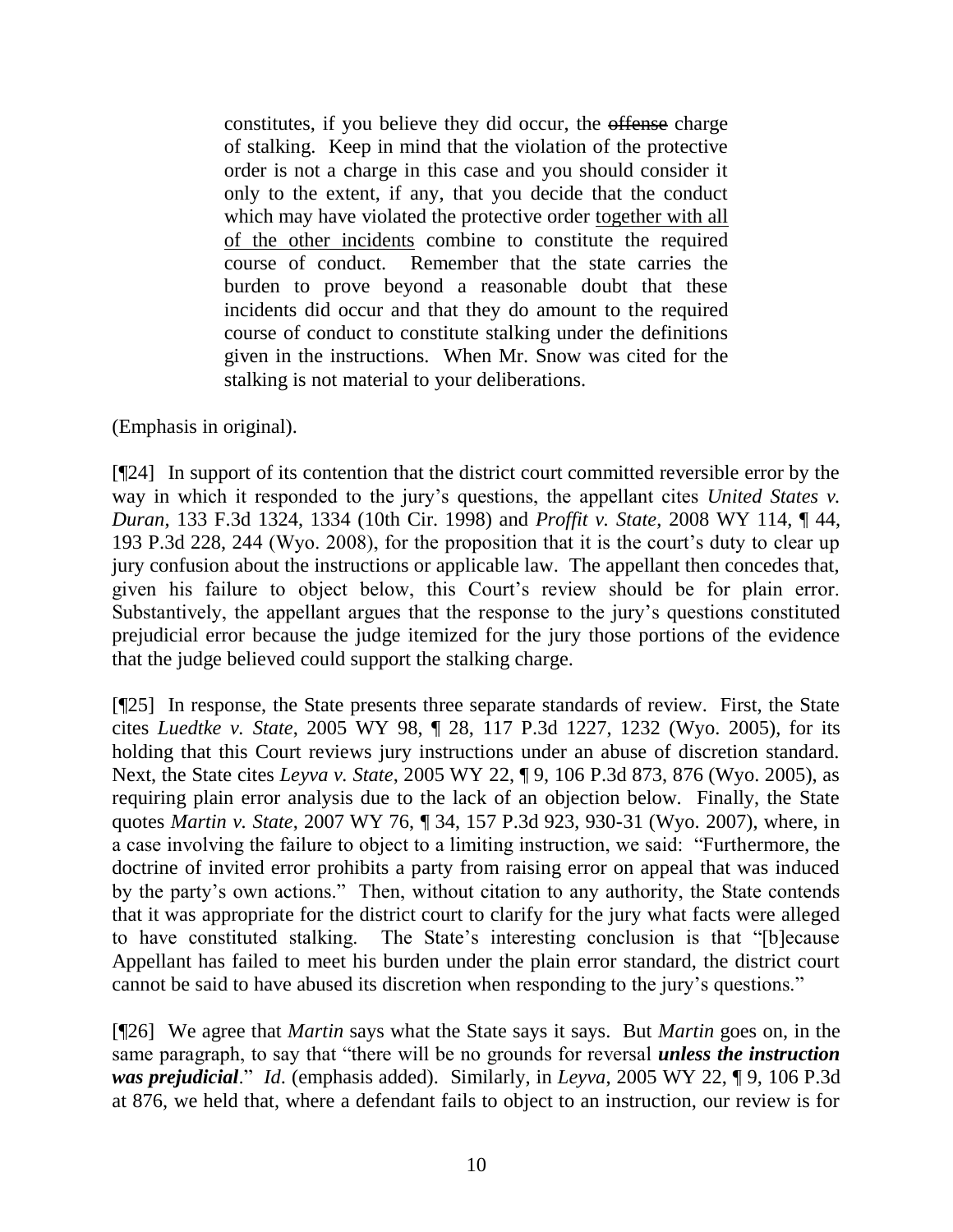> constitutes, if you believe they did occur, the ~~offense~~ charge of stalking. Keep in mind that the violation of the protective order is not a charge in this case and you should consider it only to the extent, if any, that you decide that the conduct which may have violated the protective order <u>together with all of the other incidents</u> combine to constitute the required course of conduct. Remember that the state carries the burden to prove beyond a reasonable doubt that these incidents did occur and that they do amount to the required course of conduct to constitute stalking under the definitions given in the instructions. When Mr. Snow was cited for the stalking is not material to your deliberations.

(Emphasis in original).

[¶24] In support of its contention that the district court committed reversible error by the way in which it responded to the jury's questions, the appellant cites *United States v. Duran*, 133 F.3d 1324, 1334 (10th Cir. 1998) and *Proffit v. State*, 2008 WY 114, ¶ 44, 193 P.3d 228, 244 (Wyo. 2008), for the proposition that it is the court's duty to clear up jury confusion about the instructions or applicable law. The appellant then concedes that, given his failure to object below, this Court's review should be for plain error. Substantively, the appellant argues that the response to the jury's questions constituted prejudicial error because the judge itemized for the jury those portions of the evidence that the judge believed could support the stalking charge.

[¶25] In response, the State presents three separate standards of review. First, the State cites *Luedtke v. State*, 2005 WY 98, ¶ 28, 117 P.3d 1227, 1232 (Wyo. 2005), for its holding that this Court reviews jury instructions under an abuse of discretion standard. Next, the State cites *Leyva v. State*, 2005 WY 22, ¶ 9, 106 P.3d 873, 876 (Wyo. 2005), as requiring plain error analysis due to the lack of an objection below. Finally, the State quotes *Martin v. State*, 2007 WY 76, ¶ 34, 157 P.3d 923, 930-31 (Wyo. 2007), where, in a case involving the failure to object to a limiting instruction, we said: "Furthermore, the doctrine of invited error prohibits a party from raising error on appeal that was induced by the party's own actions." Then, without citation to any authority, the State contends that it was appropriate for the district court to clarify for the jury what facts were alleged to have constituted stalking. The State's interesting conclusion is that "[b]ecause Appellant has failed to meet his burden under the plain error standard, the district court cannot be said to have abused its discretion when responding to the jury's questions."

[¶26] We agree that *Martin* says what the State says it says. But *Martin* goes on, in the same paragraph, to say that "there will be no grounds for reversal ***unless the instruction was prejudicial***." *Id*. (emphasis added). Similarly, in *Leyva*, 2005 WY 22, ¶ 9, 106 P.3d at 876, we held that, where a defendant fails to object to an instruction, our review is for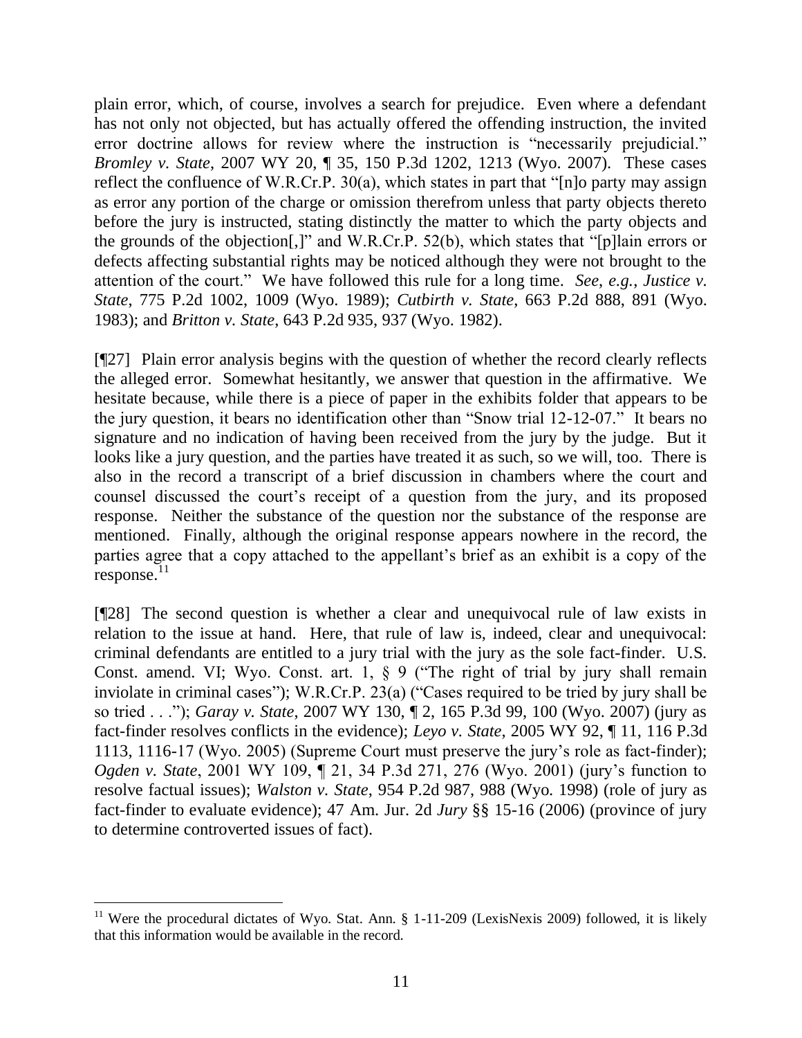plain error, which, of course, involves a search for prejudice. Even where a defendant has not only not objected, but has actually offered the offending instruction, the invited error doctrine allows for review where the instruction is "necessarily prejudicial." *Bromley v. State*, 2007 WY 20, ¶ 35, 150 P.3d 1202, 1213 (Wyo. 2007). These cases reflect the confluence of W.R.Cr.P. 30(a), which states in part that "[n]o party may assign as error any portion of the charge or omission therefrom unless that party objects thereto before the jury is instructed, stating distinctly the matter to which the party objects and the grounds of the objection[,]" and W.R.Cr.P. 52(b), which states that "[p]lain errors or defects affecting substantial rights may be noticed although they were not brought to the attention of the court." We have followed this rule for a long time. *See, e.g., Justice v. State*, 775 P.2d 1002, 1009 (Wyo. 1989); *Cutbirth v. State*, 663 P.2d 888, 891 (Wyo. 1983); and *Britton v. State*, 643 P.2d 935, 937 (Wyo. 1982).

[¶27] Plain error analysis begins with the question of whether the record clearly reflects the alleged error. Somewhat hesitantly, we answer that question in the affirmative. We hesitate because, while there is a piece of paper in the exhibits folder that appears to be the jury question, it bears no identification other than "Snow trial 12-12-07." It bears no signature and no indication of having been received from the jury by the judge. But it looks like a jury question, and the parties have treated it as such, so we will, too. There is also in the record a transcript of a brief discussion in chambers where the court and counsel discussed the court's receipt of a question from the jury, and its proposed response. Neither the substance of the question nor the substance of the response are mentioned. Finally, although the original response appears nowhere in the record, the parties agree that a copy attached to the appellant's brief as an exhibit is a copy of the response.[11]

[¶28] The second question is whether a clear and unequivocal rule of law exists in relation to the issue at hand. Here, that rule of law is, indeed, clear and unequivocal: criminal defendants are entitled to a jury trial with the jury as the sole fact-finder. U.S. Const. amend. VI; Wyo. Const. art. 1, § 9 ("The right of trial by jury shall remain inviolate in criminal cases"); W.R.Cr.P. 23(a) ("Cases required to be tried by jury shall be so tried . . ."); *Garay v. State*, 2007 WY 130, ¶ 2, 165 P.3d 99, 100 (Wyo. 2007) (jury as fact-finder resolves conflicts in the evidence); *Leyo v. State*, 2005 WY 92, ¶ 11, 116 P.3d 1113, 1116-17 (Wyo. 2005) (Supreme Court must preserve the jury's role as fact-finder); *Ogden v. State*, 2001 WY 109, ¶ 21, 34 P.3d 271, 276 (Wyo. 2001) (jury's function to resolve factual issues); *Walston v. State*, 954 P.2d 987, 988 (Wyo. 1998) (role of jury as fact-finder to evaluate evidence); 47 Am. Jur. 2d *Jury* §§ 15-16 (2006) (province of jury to determine controverted issues of fact).

[11] Were the procedural dictates of Wyo. Stat. Ann. § 1-11-209 (LexisNexis 2009) followed, it is likely that this information would be available in the record.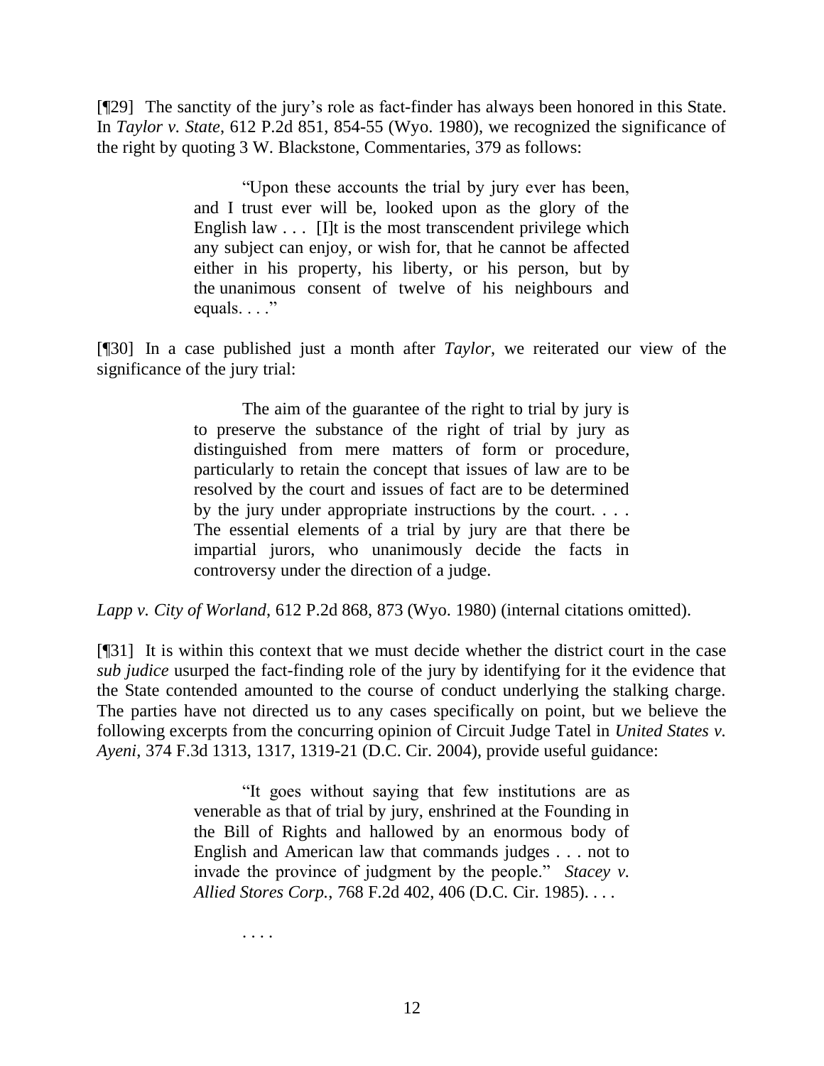[¶29] The sanctity of the jury's role as fact-finder has always been honored in this State. In *Taylor v. State*, 612 P.2d 851, 854-55 (Wyo. 1980), we recognized the significance of the right by quoting 3 W. Blackstone, Commentaries, 379 as follows:

> "Upon these accounts the trial by jury ever has been, and I trust ever will be, looked upon as the glory of the English law . . . [I]t is the most transcendent privilege which any subject can enjoy, or wish for, that he cannot be affected either in his property, his liberty, or his person, but by the unanimous consent of twelve of his neighbours and equals. . . ."

[¶30] In a case published just a month after *Taylor*, we reiterated our view of the significance of the jury trial:

> The aim of the guarantee of the right to trial by jury is to preserve the substance of the right of trial by jury as distinguished from mere matters of form or procedure, particularly to retain the concept that issues of law are to be resolved by the court and issues of fact are to be determined by the jury under appropriate instructions by the court. . . . The essential elements of a trial by jury are that there be impartial jurors, who unanimously decide the facts in controversy under the direction of a judge.

*Lapp v. City of Worland*, 612 P.2d 868, 873 (Wyo. 1980) (internal citations omitted).

[¶31] It is within this context that we must decide whether the district court in the case *sub judice* usurped the fact-finding role of the jury by identifying for it the evidence that the State contended amounted to the course of conduct underlying the stalking charge. The parties have not directed us to any cases specifically on point, but we believe the following excerpts from the concurring opinion of Circuit Judge Tatel in *United States v. Ayeni*, 374 F.3d 1313, 1317, 1319-21 (D.C. Cir. 2004), provide useful guidance:

> "It goes without saying that few institutions are as venerable as that of trial by jury, enshrined at the Founding in the Bill of Rights and hallowed by an enormous body of English and American law that commands judges . . . not to invade the province of judgment by the people." *Stacey v. Allied Stores Corp.*, 768 F.2d 402, 406 (D.C. Cir. 1985). . . .
>
> . . . .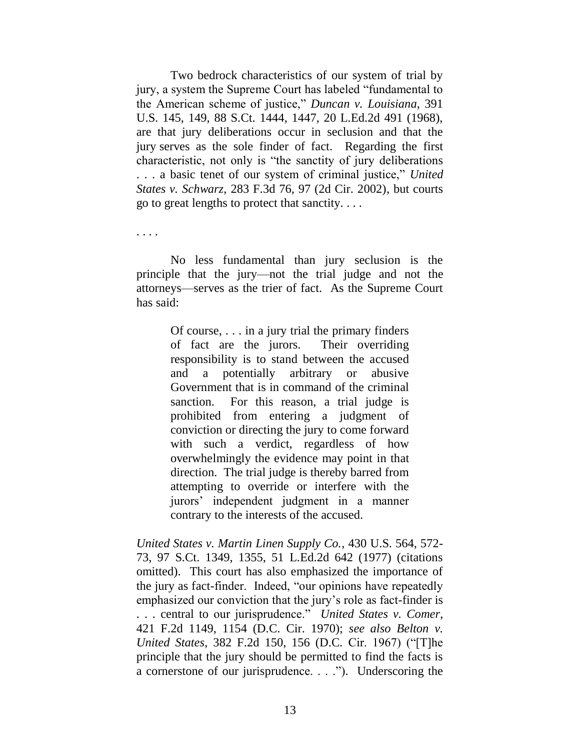Two bedrock characteristics of our system of trial by jury, a system the Supreme Court has labeled "fundamental to the American scheme of justice," *Duncan v. Louisiana*, 391 U.S. 145, 149, 88 S.Ct. 1444, 1447, 20 L.Ed.2d 491 (1968), are that jury deliberations occur in seclusion and that the jury serves as the sole finder of fact. Regarding the first characteristic, not only is "the sanctity of jury deliberations . . . a basic tenet of our system of criminal justice," *United States v. Schwarz*, 283 F.3d 76, 97 (2d Cir. 2002), but courts go to great lengths to protect that sanctity. . . .

. . . .

No less fundamental than jury seclusion is the principle that the jury—not the trial judge and not the attorneys—serves as the trier of fact. As the Supreme Court has said:

> Of course, . . . in a jury trial the primary finders of fact are the jurors. Their overriding responsibility is to stand between the accused and a potentially arbitrary or abusive Government that is in command of the criminal sanction. For this reason, a trial judge is prohibited from entering a judgment of conviction or directing the jury to come forward with such a verdict, regardless of how overwhelmingly the evidence may point in that direction. The trial judge is thereby barred from attempting to override or interfere with the jurors' independent judgment in a manner contrary to the interests of the accused.

*United States v. Martin Linen Supply Co.*, 430 U.S. 564, 572-73, 97 S.Ct. 1349, 1355, 51 L.Ed.2d 642 (1977) (citations omitted). This court has also emphasized the importance of the jury as fact-finder. Indeed, "our opinions have repeatedly emphasized our conviction that the jury's role as fact-finder is . . . central to our jurisprudence." *United States v. Comer*, 421 F.2d 1149, 1154 (D.C. Cir. 1970); *see also Belton v. United States*, 382 F.2d 150, 156 (D.C. Cir. 1967) ("[T]he principle that the jury should be permitted to find the facts is a cornerstone of our jurisprudence. . . ."). Underscoring the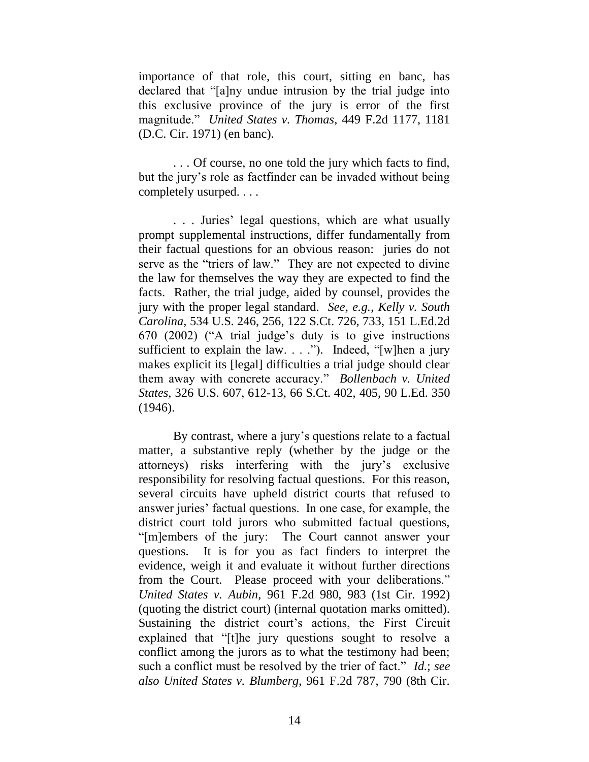importance of that role, this court, sitting en banc, has declared that "[a]ny undue intrusion by the trial judge into this exclusive province of the jury is error of the first magnitude." *United States v. Thomas*, 449 F.2d 1177, 1181 (D.C. Cir. 1971) (en banc).

. . . Of course, no one told the jury which facts to find, but the jury's role as factfinder can be invaded without being completely usurped. . . .

. . . Juries' legal questions, which are what usually prompt supplemental instructions, differ fundamentally from their factual questions for an obvious reason: juries do not serve as the "triers of law." They are not expected to divine the law for themselves the way they are expected to find the facts. Rather, the trial judge, aided by counsel, provides the jury with the proper legal standard. *See, e.g.*, *Kelly v. South Carolina*, 534 U.S. 246, 256, 122 S.Ct. 726, 733, 151 L.Ed.2d 670 (2002) ("A trial judge's duty is to give instructions sufficient to explain the law. . . ."). Indeed, "[w]hen a jury makes explicit its [legal] difficulties a trial judge should clear them away with concrete accuracy." *Bollenbach v. United States*, 326 U.S. 607, 612-13, 66 S.Ct. 402, 405, 90 L.Ed. 350 (1946).

By contrast, where a jury's questions relate to a factual matter, a substantive reply (whether by the judge or the attorneys) risks interfering with the jury's exclusive responsibility for resolving factual questions. For this reason, several circuits have upheld district courts that refused to answer juries' factual questions. In one case, for example, the district court told jurors who submitted factual questions, "[m]embers of the jury: The Court cannot answer your questions. It is for you as fact finders to interpret the evidence, weigh it and evaluate it without further directions from the Court. Please proceed with your deliberations." *United States v. Aubin*, 961 F.2d 980, 983 (1st Cir. 1992) (quoting the district court) (internal quotation marks omitted). Sustaining the district court's actions, the First Circuit explained that "[t]he jury questions sought to resolve a conflict among the jurors as to what the testimony had been; such a conflict must be resolved by the trier of fact." *Id.*; *see also United States v. Blumberg*, 961 F.2d 787, 790 (8th Cir.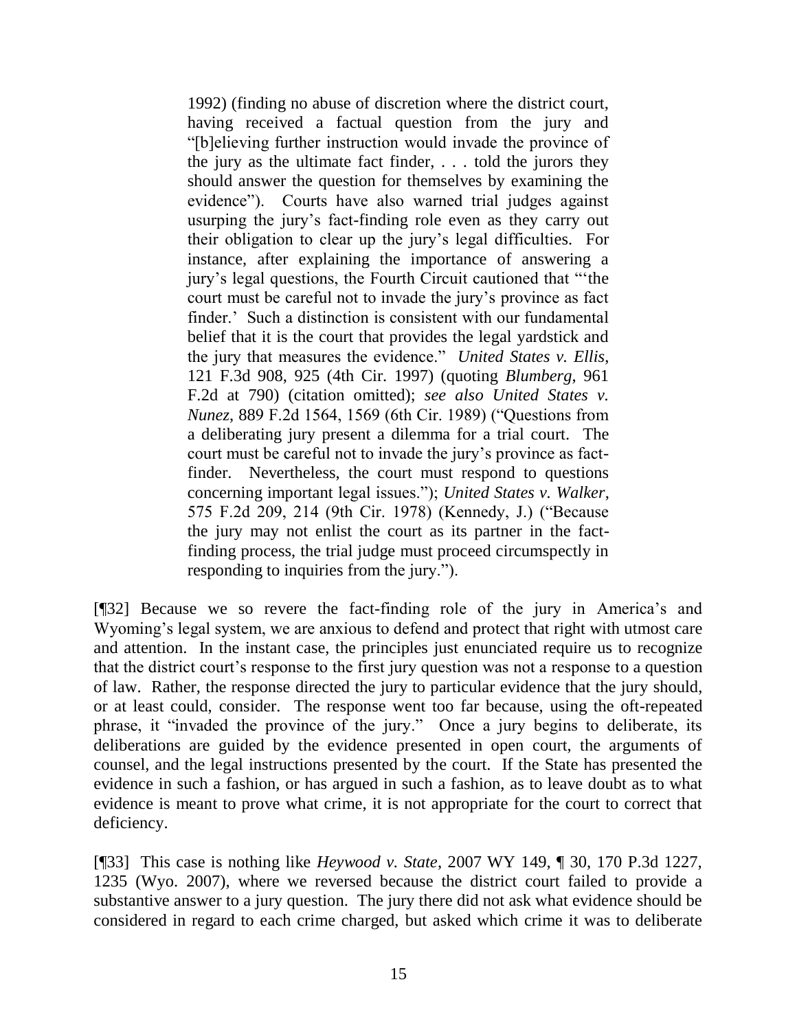> 1992) (finding no abuse of discretion where the district court, having received a factual question from the jury and "[b]elieving further instruction would invade the province of the jury as the ultimate fact finder, . . . told the jurors they should answer the question for themselves by examining the evidence"). Courts have also warned trial judges against usurping the jury's fact-finding role even as they carry out their obligation to clear up the jury's legal difficulties. For instance, after explaining the importance of answering a jury's legal questions, the Fourth Circuit cautioned that "'the court must be careful not to invade the jury's province as fact finder.' Such a distinction is consistent with our fundamental belief that it is the court that provides the legal yardstick and the jury that measures the evidence." *United States v. Ellis*, 121 F.3d 908, 925 (4th Cir. 1997) (quoting *Blumberg*, 961 F.2d at 790) (citation omitted); *see also United States v. Nunez*, 889 F.2d 1564, 1569 (6th Cir. 1989) ("Questions from a deliberating jury present a dilemma for a trial court. The court must be careful not to invade the jury's province as fact-finder. Nevertheless, the court must respond to questions concerning important legal issues."); *United States v. Walker*, 575 F.2d 209, 214 (9th Cir. 1978) (Kennedy, J.) ("Because the jury may not enlist the court as its partner in the fact-finding process, the trial judge must proceed circumspectly in responding to inquiries from the jury.").

[¶32] Because we so revere the fact-finding role of the jury in America's and Wyoming's legal system, we are anxious to defend and protect that right with utmost care and attention. In the instant case, the principles just enunciated require us to recognize that the district court's response to the first jury question was not a response to a question of law. Rather, the response directed the jury to particular evidence that the jury should, or at least could, consider. The response went too far because, using the oft-repeated phrase, it "invaded the province of the jury." Once a jury begins to deliberate, its deliberations are guided by the evidence presented in open court, the arguments of counsel, and the legal instructions presented by the court. If the State has presented the evidence in such a fashion, or has argued in such a fashion, as to leave doubt as to what evidence is meant to prove what crime, it is not appropriate for the court to correct that deficiency.

[¶33] This case is nothing like *Heywood v. State*, 2007 WY 149, ¶ 30, 170 P.3d 1227, 1235 (Wyo. 2007), where we reversed because the district court failed to provide a substantive answer to a jury question. The jury there did not ask what evidence should be considered in regard to each crime charged, but asked which crime it was to deliberate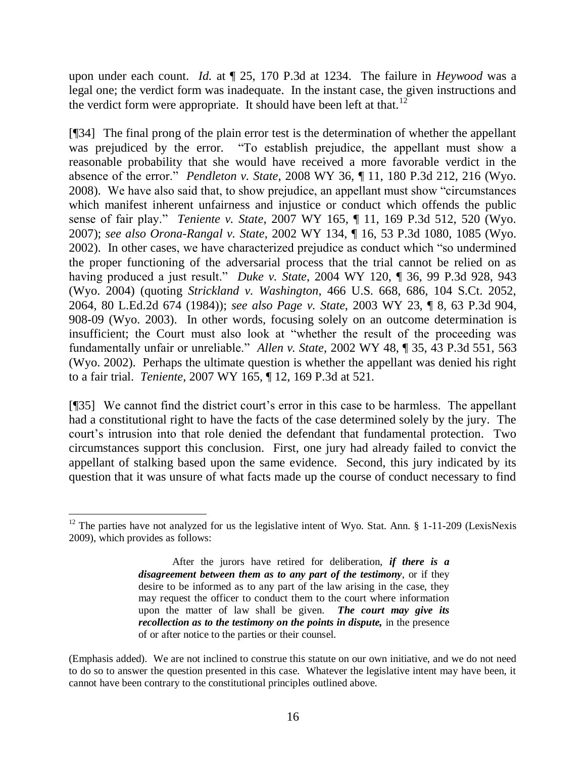upon under each count. *Id.* at ¶ 25, 170 P.3d at 1234. The failure in *Heywood* was a legal one; the verdict form was inadequate. In the instant case, the given instructions and the verdict form were appropriate. It should have been left at that.[12]

[¶34] The final prong of the plain error test is the determination of whether the appellant was prejudiced by the error. "To establish prejudice, the appellant must show a reasonable probability that she would have received a more favorable verdict in the absence of the error." *Pendleton v. State*, 2008 WY 36, ¶ 11, 180 P.3d 212, 216 (Wyo. 2008). We have also said that, to show prejudice, an appellant must show "circumstances which manifest inherent unfairness and injustice or conduct which offends the public sense of fair play." *Teniente v. State*, 2007 WY 165, ¶ 11, 169 P.3d 512, 520 (Wyo. 2007); *see also Orona-Rangal v. State*, 2002 WY 134, ¶ 16, 53 P.3d 1080, 1085 (Wyo. 2002). In other cases, we have characterized prejudice as conduct which "so undermined the proper functioning of the adversarial process that the trial cannot be relied on as having produced a just result." *Duke v. State*, 2004 WY 120, ¶ 36, 99 P.3d 928, 943 (Wyo. 2004) (quoting *Strickland v. Washington*, 466 U.S. 668, 686, 104 S.Ct. 2052, 2064, 80 L.Ed.2d 674 (1984)); *see also Page v. State*, 2003 WY 23, ¶ 8, 63 P.3d 904, 908-09 (Wyo. 2003). In other words, focusing solely on an outcome determination is insufficient; the Court must also look at "whether the result of the proceeding was fundamentally unfair or unreliable." *Allen v. State*, 2002 WY 48, ¶ 35, 43 P.3d 551, 563 (Wyo. 2002). Perhaps the ultimate question is whether the appellant was denied his right to a fair trial. *Teniente*, 2007 WY 165, ¶ 12, 169 P.3d at 521.

[¶35] We cannot find the district court's error in this case to be harmless. The appellant had a constitutional right to have the facts of the case determined solely by the jury. The court's intrusion into that role denied the defendant that fundamental protection. Two circumstances support this conclusion. First, one jury had already failed to convict the appellant of stalking based upon the same evidence. Second, this jury indicated by its question that it was unsure of what facts made up the course of conduct necessary to find

---

[12] The parties have not analyzed for us the legislative intent of Wyo. Stat. Ann. § 1-11-209 (LexisNexis 2009), which provides as follows:

> After the jurors have retired for deliberation, ***if there is a disagreement between them as to any part of the testimony***, or if they desire to be informed as to any part of the law arising in the case, they may request the officer to conduct them to the court where information upon the matter of law shall be given. ***The court may give its recollection as to the testimony on the points in dispute,*** in the presence of or after notice to the parties or their counsel.

(Emphasis added). We are not inclined to construe this statute on our own initiative, and we do not need to do so to answer the question presented in this case. Whatever the legislative intent may have been, it cannot have been contrary to the constitutional principles outlined above.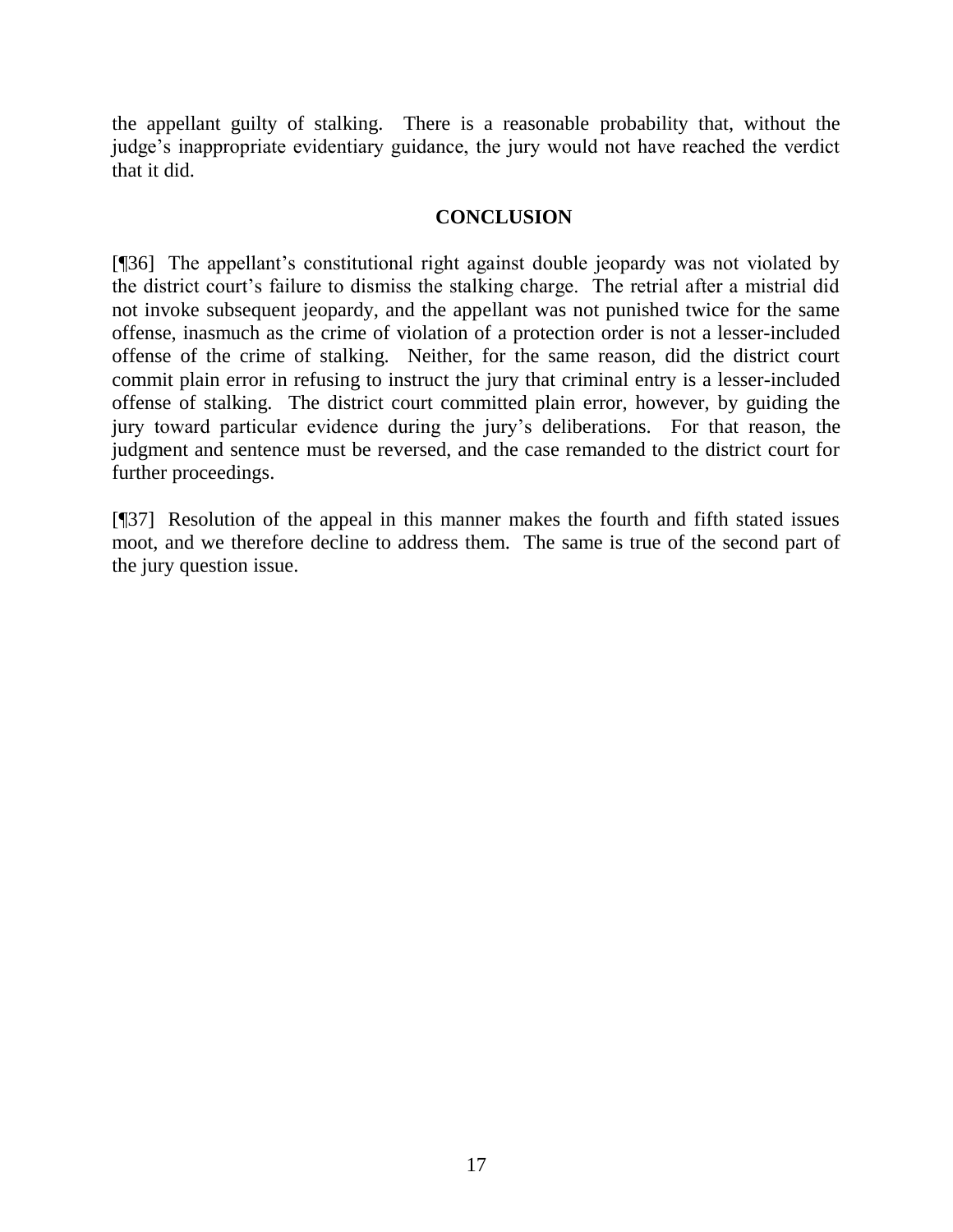the appellant guilty of stalking. There is a reasonable probability that, without the judge's inappropriate evidentiary guidance, the jury would not have reached the verdict that it did.

## CONCLUSION

[¶36] The appellant's constitutional right against double jeopardy was not violated by the district court's failure to dismiss the stalking charge. The retrial after a mistrial did not invoke subsequent jeopardy, and the appellant was not punished twice for the same offense, inasmuch as the crime of violation of a protection order is not a lesser-included offense of the crime of stalking. Neither, for the same reason, did the district court commit plain error in refusing to instruct the jury that criminal entry is a lesser-included offense of stalking. The district court committed plain error, however, by guiding the jury toward particular evidence during the jury's deliberations. For that reason, the judgment and sentence must be reversed, and the case remanded to the district court for further proceedings.

[¶37] Resolution of the appeal in this manner makes the fourth and fifth stated issues moot, and we therefore decline to address them. The same is true of the second part of the jury question issue.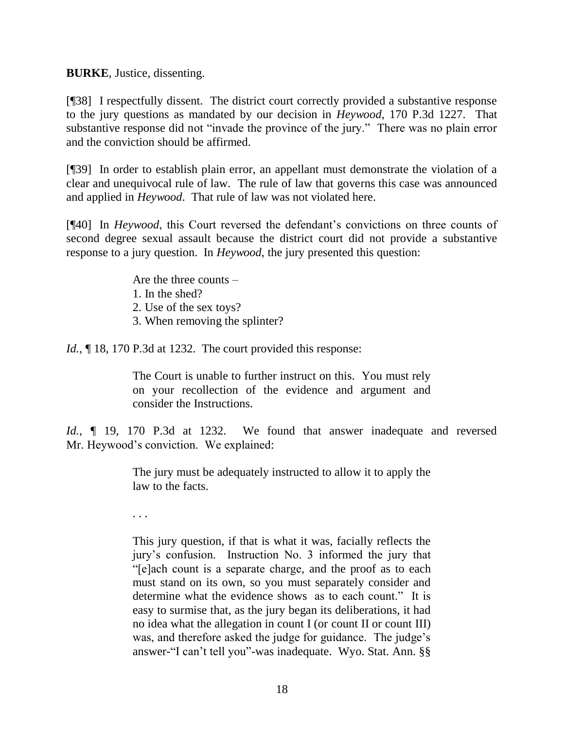**BURKE**, Justice, dissenting.

[¶38] I respectfully dissent. The district court correctly provided a substantive response to the jury questions as mandated by our decision in *Heywood*, 170 P.3d 1227. That substantive response did not "invade the province of the jury." There was no plain error and the conviction should be affirmed.

[¶39] In order to establish plain error, an appellant must demonstrate the violation of a clear and unequivocal rule of law. The rule of law that governs this case was announced and applied in *Heywood*. That rule of law was not violated here.

[¶40] In *Heywood*, this Court reversed the defendant's convictions on three counts of second degree sexual assault because the district court did not provide a substantive response to a jury question. In *Heywood*, the jury presented this question:

> Are the three counts –
> 1. In the shed?
> 2. Use of the sex toys?
> 3. When removing the splinter?

*Id.*, ¶ 18, 170 P.3d at 1232. The court provided this response:

> The Court is unable to further instruct on this. You must rely on your recollection of the evidence and argument and consider the Instructions.

*Id.*, ¶ 19, 170 P.3d at 1232. We found that answer inadequate and reversed Mr. Heywood's conviction. We explained:

> The jury must be adequately instructed to allow it to apply the law to the facts.
>
> . . .
>
> This jury question, if that is what it was, facially reflects the jury's confusion. Instruction No. 3 informed the jury that "[e]ach count is a separate charge, and the proof as to each must stand on its own, so you must separately consider and determine what the evidence shows as to each count." It is easy to surmise that, as the jury began its deliberations, it had no idea what the allegation in count I (or count II or count III) was, and therefore asked the judge for guidance. The judge's answer-"I can't tell you"-was inadequate. Wyo. Stat. Ann. §§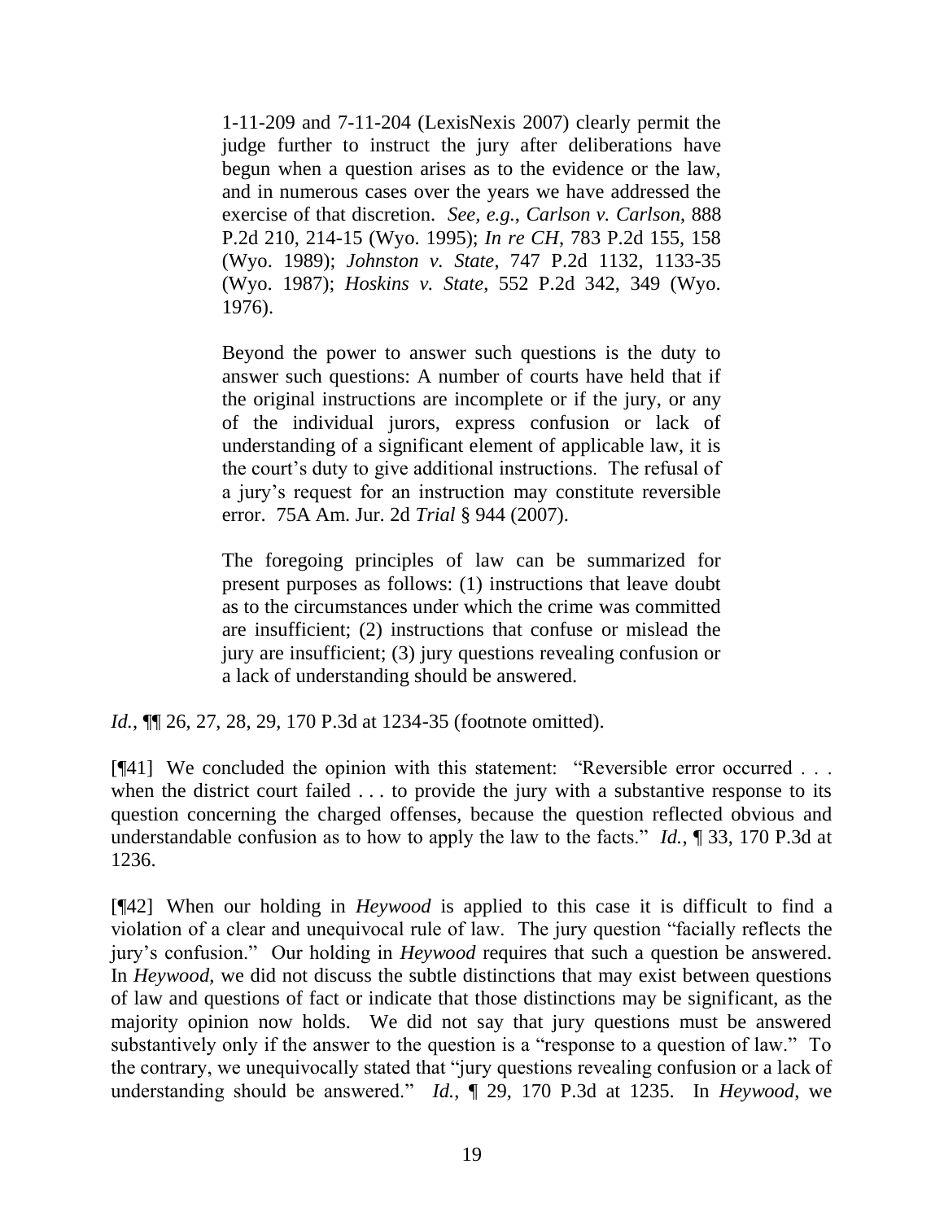> 1-11-209 and 7-11-204 (LexisNexis 2007) clearly permit the judge further to instruct the jury after deliberations have begun when a question arises as to the evidence or the law, and in numerous cases over the years we have addressed the exercise of that discretion. *See, e.g.*, *Carlson v. Carlson*, 888 P.2d 210, 214-15 (Wyo. 1995); *In re CH*, 783 P.2d 155, 158 (Wyo. 1989); *Johnston v. State*, 747 P.2d 1132, 1133-35 (Wyo. 1987); *Hoskins v. State*, 552 P.2d 342, 349 (Wyo. 1976).
>
> Beyond the power to answer such questions is the duty to answer such questions: A number of courts have held that if the original instructions are incomplete or if the jury, or any of the individual jurors, express confusion or lack of understanding of a significant element of applicable law, it is the court's duty to give additional instructions. The refusal of a jury's request for an instruction may constitute reversible error. 75A Am. Jur. 2d *Trial* § 944 (2007).
>
> The foregoing principles of law can be summarized for present purposes as follows: (1) instructions that leave doubt as to the circumstances under which the crime was committed are insufficient; (2) instructions that confuse or mislead the jury are insufficient; (3) jury questions revealing confusion or a lack of understanding should be answered.

*Id.*, ¶¶ 26, 27, 28, 29, 170 P.3d at 1234-35 (footnote omitted).

[¶41] We concluded the opinion with this statement: "Reversible error occurred . . . when the district court failed . . . to provide the jury with a substantive response to its question concerning the charged offenses, because the question reflected obvious and understandable confusion as to how to apply the law to the facts." *Id.*, ¶ 33, 170 P.3d at 1236.

[¶42] When our holding in *Heywood* is applied to this case it is difficult to find a violation of a clear and unequivocal rule of law. The jury question "facially reflects the jury's confusion." Our holding in *Heywood* requires that such a question be answered. In *Heywood*, we did not discuss the subtle distinctions that may exist between questions of law and questions of fact or indicate that those distinctions may be significant, as the majority opinion now holds. We did not say that jury questions must be answered substantively only if the answer to the question is a "response to a question of law." To the contrary, we unequivocally stated that "jury questions revealing confusion or a lack of understanding should be answered." *Id.*, ¶ 29, 170 P.3d at 1235. In *Heywood*, we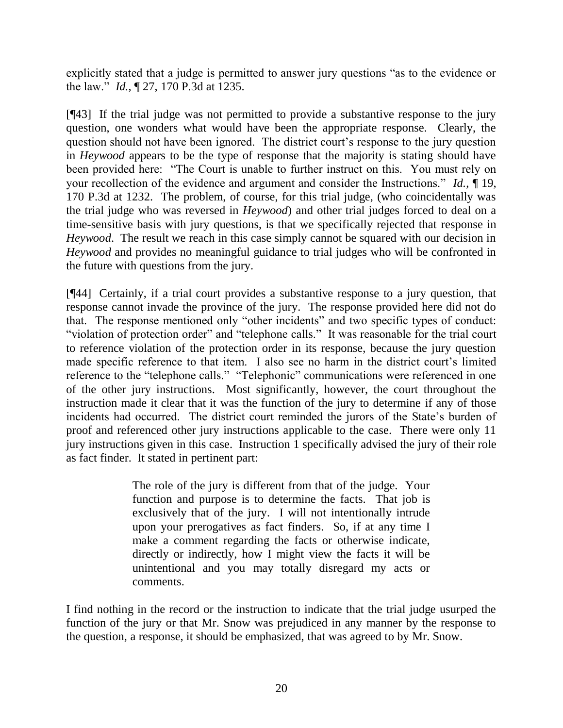explicitly stated that a judge is permitted to answer jury questions "as to the evidence or the law." *Id.*, ¶ 27, 170 P.3d at 1235.

[¶43] If the trial judge was not permitted to provide a substantive response to the jury question, one wonders what would have been the appropriate response. Clearly, the question should not have been ignored. The district court's response to the jury question in *Heywood* appears to be the type of response that the majority is stating should have been provided here: "The Court is unable to further instruct on this. You must rely on your recollection of the evidence and argument and consider the Instructions." *Id.*, ¶ 19, 170 P.3d at 1232. The problem, of course, for this trial judge, (who coincidentally was the trial judge who was reversed in *Heywood*) and other trial judges forced to deal on a time-sensitive basis with jury questions, is that we specifically rejected that response in *Heywood*. The result we reach in this case simply cannot be squared with our decision in *Heywood* and provides no meaningful guidance to trial judges who will be confronted in the future with questions from the jury.

[¶44] Certainly, if a trial court provides a substantive response to a jury question, that response cannot invade the province of the jury. The response provided here did not do that. The response mentioned only "other incidents" and two specific types of conduct: "violation of protection order" and "telephone calls." It was reasonable for the trial court to reference violation of the protection order in its response, because the jury question made specific reference to that item. I also see no harm in the district court's limited reference to the "telephone calls." "Telephonic" communications were referenced in one of the other jury instructions. Most significantly, however, the court throughout the instruction made it clear that it was the function of the jury to determine if any of those incidents had occurred. The district court reminded the jurors of the State's burden of proof and referenced other jury instructions applicable to the case. There were only 11 jury instructions given in this case. Instruction 1 specifically advised the jury of their role as fact finder. It stated in pertinent part:

> The role of the jury is different from that of the judge. Your function and purpose is to determine the facts. That job is exclusively that of the jury. I will not intentionally intrude upon your prerogatives as fact finders. So, if at any time I make a comment regarding the facts or otherwise indicate, directly or indirectly, how I might view the facts it will be unintentional and you may totally disregard my acts or comments.

I find nothing in the record or the instruction to indicate that the trial judge usurped the function of the jury or that Mr. Snow was prejudiced in any manner by the response to the question, a response, it should be emphasized, that was agreed to by Mr. Snow.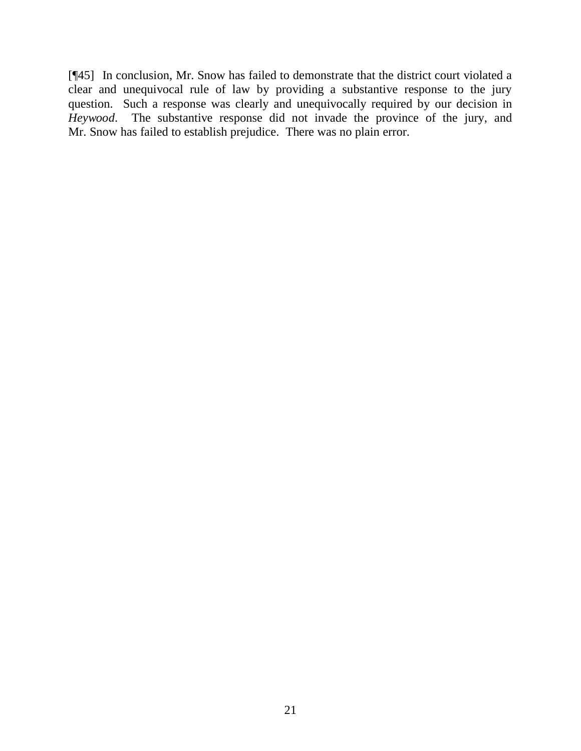[¶45] In conclusion, Mr. Snow has failed to demonstrate that the district court violated a clear and unequivocal rule of law by providing a substantive response to the jury question. Such a response was clearly and unequivocally required by our decision in *Heywood*. The substantive response did not invade the province of the jury, and Mr. Snow has failed to establish prejudice. There was no plain error.